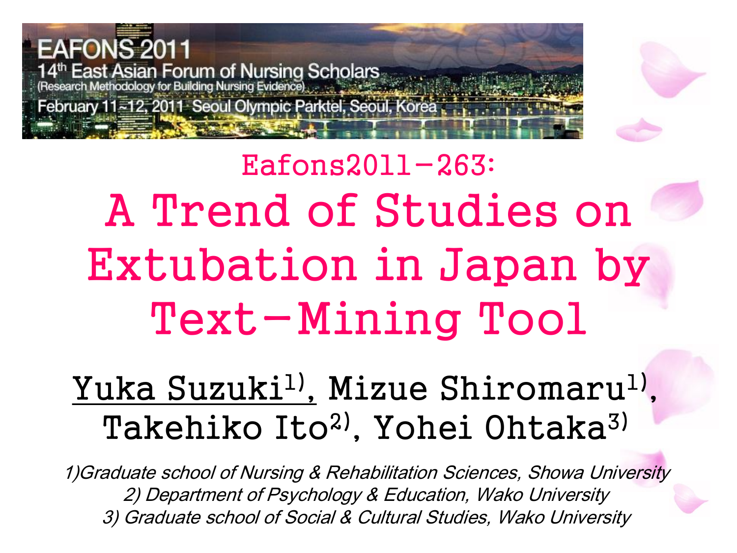EAFONS 2011

14th East Asian Forum of Nursing Scholars

(Research Methodology for Building Nursing Evidence)

February 11~12, 2011 Seoul Olympic Parktel, Seoul, Korea

Eafons2011-263:

# A Trend of Studies on Extubation in Japan by Text-Mining Tool

Yuka Suzuki[1], Mizue Shiromaru[1], Takehiko Ito[2], Yohei Ohtaka[3]

*1)Graduate school of Nursing & Rehabilitation Sciences, Showa University*

*2) Department of Psychology & Education, Wako University*

*3) Graduate school of Social & Cultural Studies, Wako University*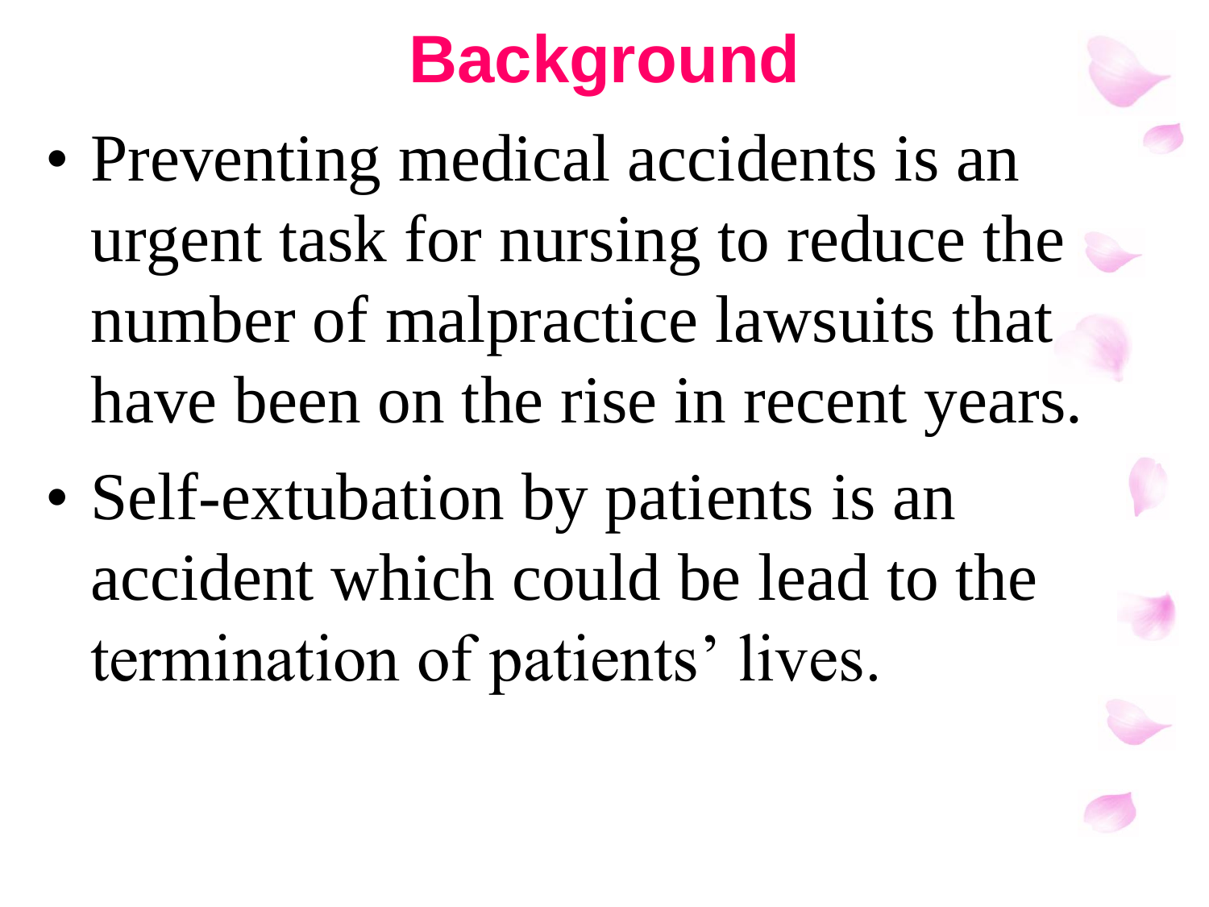# Background

- Preventing medical accidents is an urgent task for nursing to reduce the number of malpractice lawsuits that have been on the rise in recent years.
- Self-extubation by patients is an accident which could be lead to the termination of patients' lives.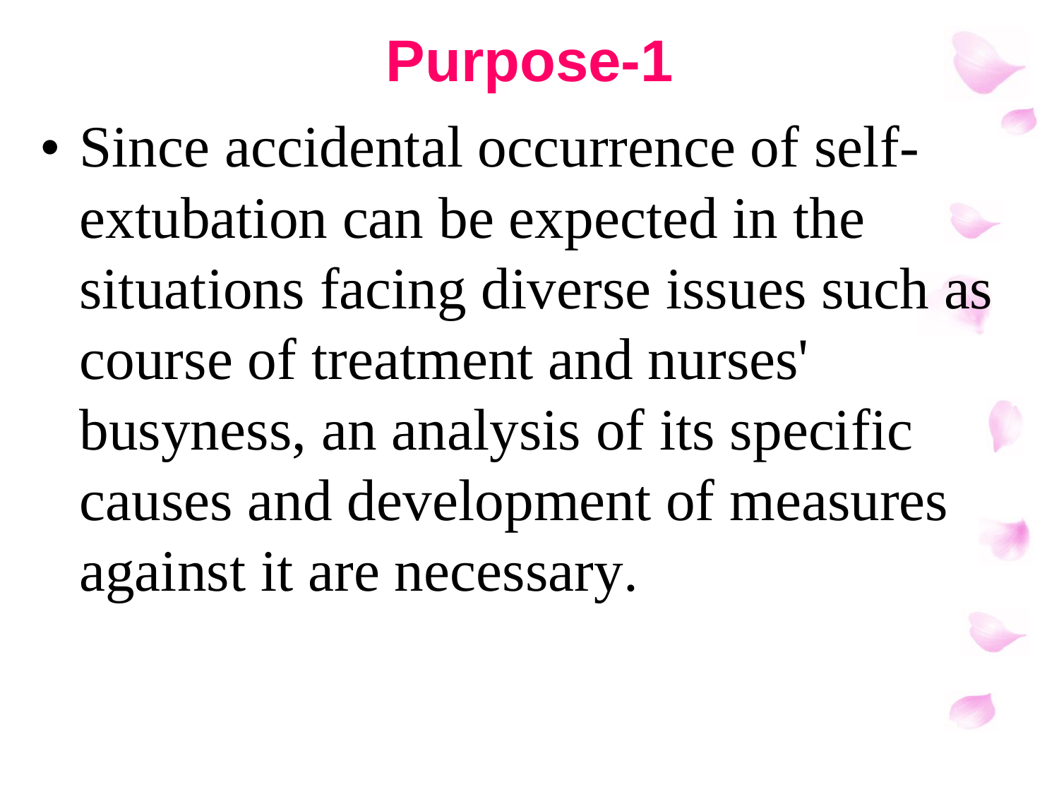# Purpose-1

- Since accidental occurrence of self-extubation can be expected in the situations facing diverse issues such as course of treatment and nurses' busyness, an analysis of its specific causes and development of measures against it are necessary.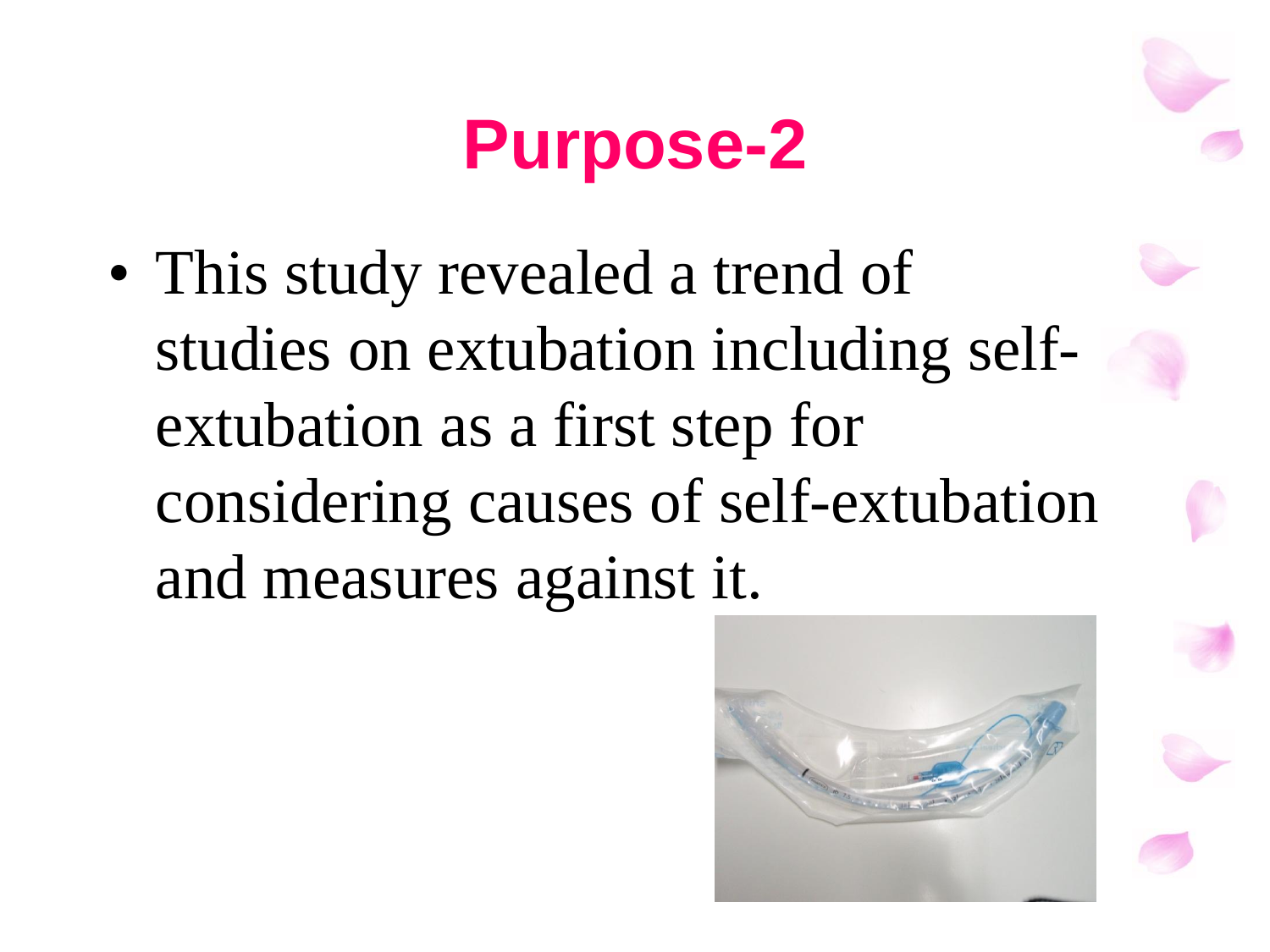# Purpose-2

- This study revealed a trend of studies on extubation including self-extubation as a first step for considering causes of self-extubation and measures against it.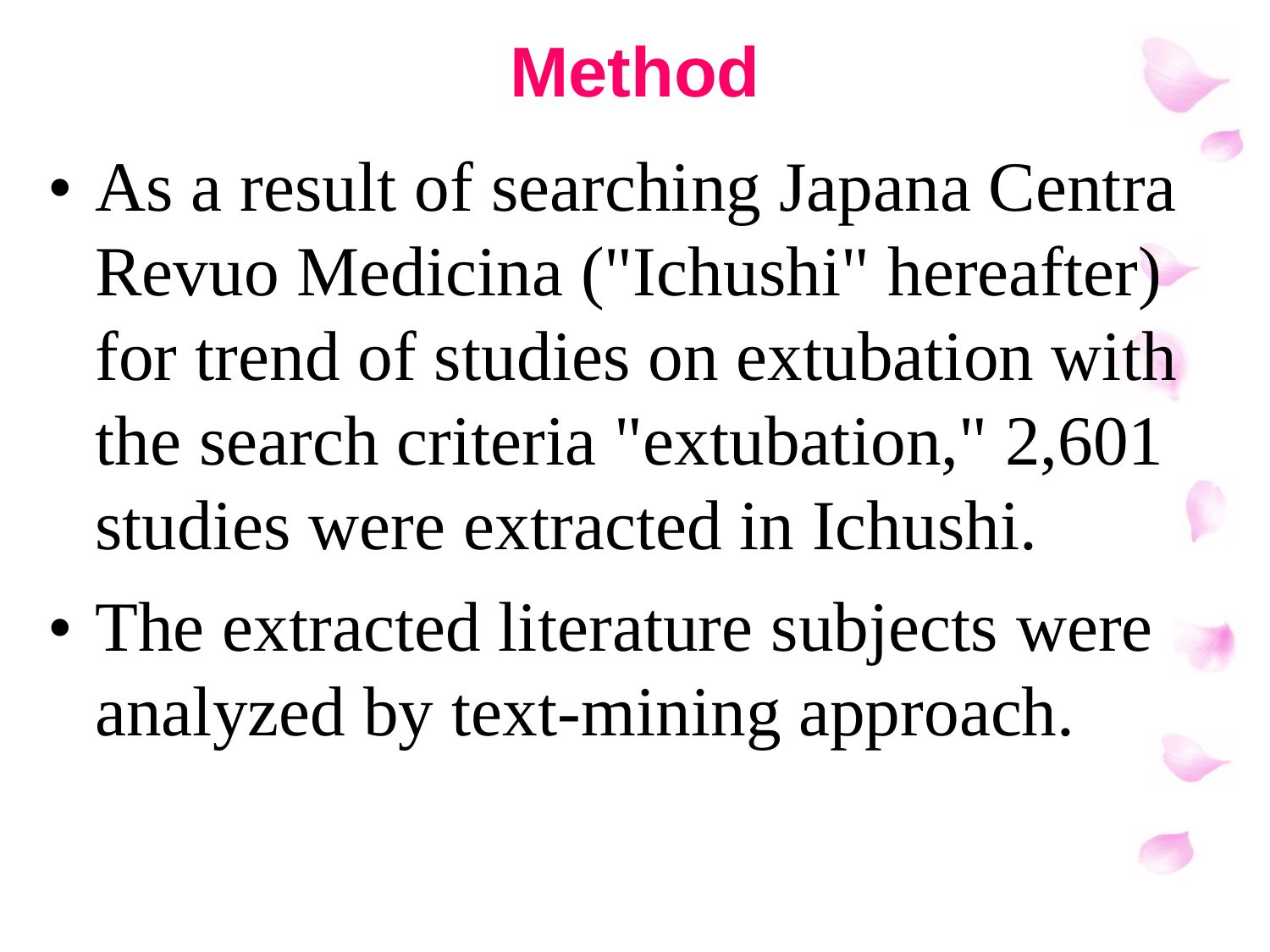# Method

- As a result of searching Japana Centra Revuo Medicina ("Ichushi" hereafter) for trend of studies on extubation with the search criteria "extubation," 2,601 studies were extracted in Ichushi.
- The extracted literature subjects were analyzed by text-mining approach.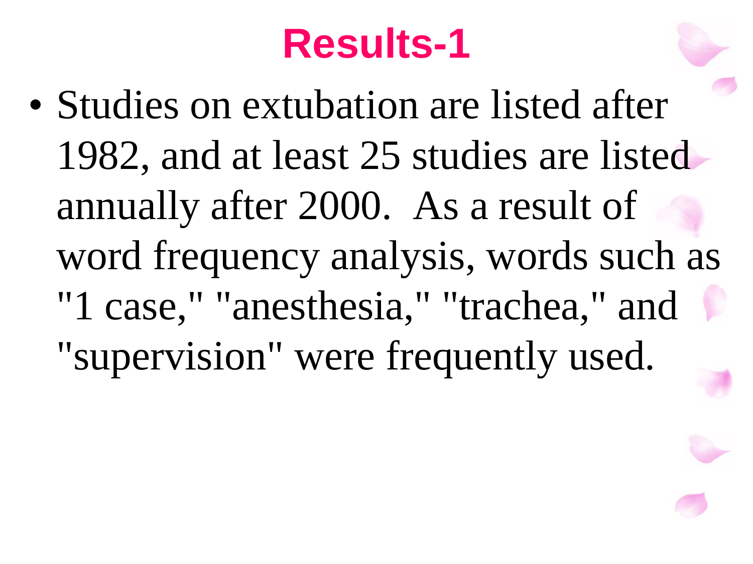# Results-1

- Studies on extubation are listed after 1982, and at least 25 studies are listed annually after 2000. As a result of word frequency analysis, words such as "1 case," "anesthesia," "trachea," and "supervision" were frequently used.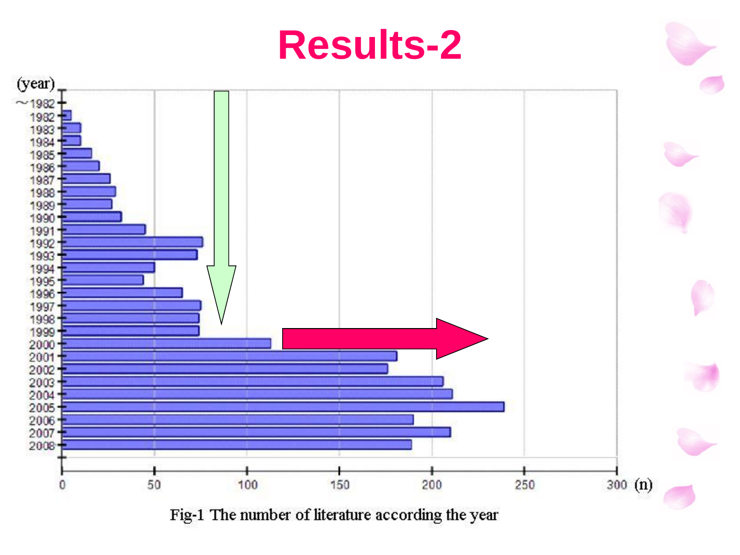# Results-2

Fig-1 The number of literature according the year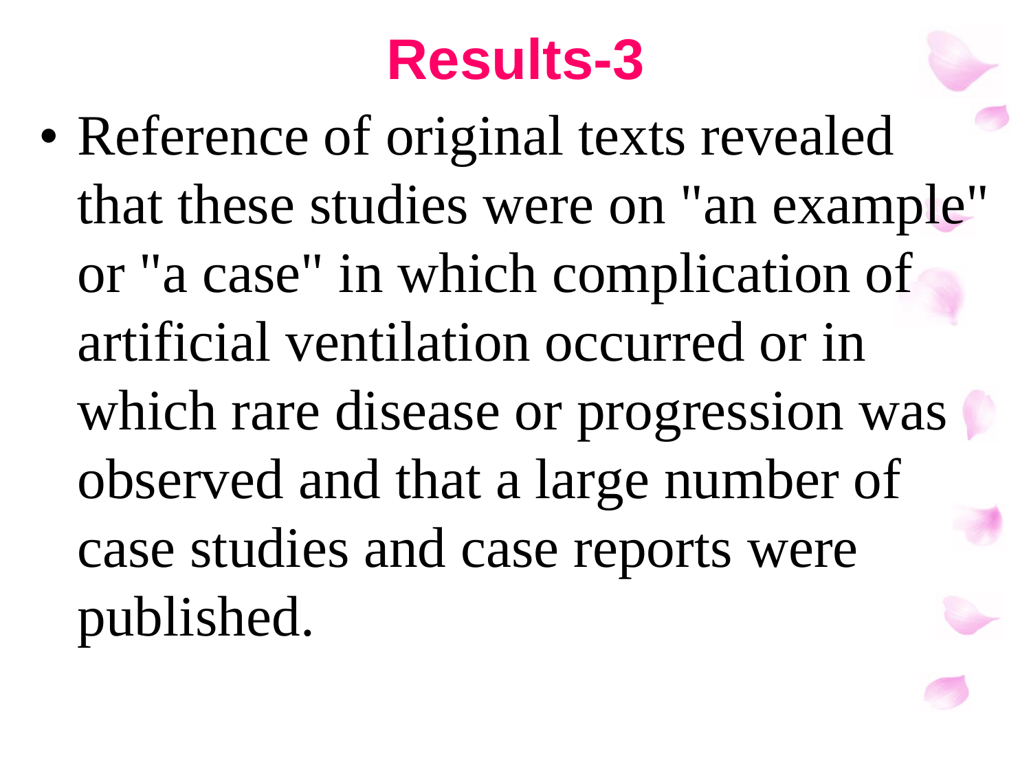# Results-3

- Reference of original texts revealed that these studies were on "an example" or "a case" in which complication of artificial ventilation occurred or in which rare disease or progression was observed and that a large number of case studies and case reports were published.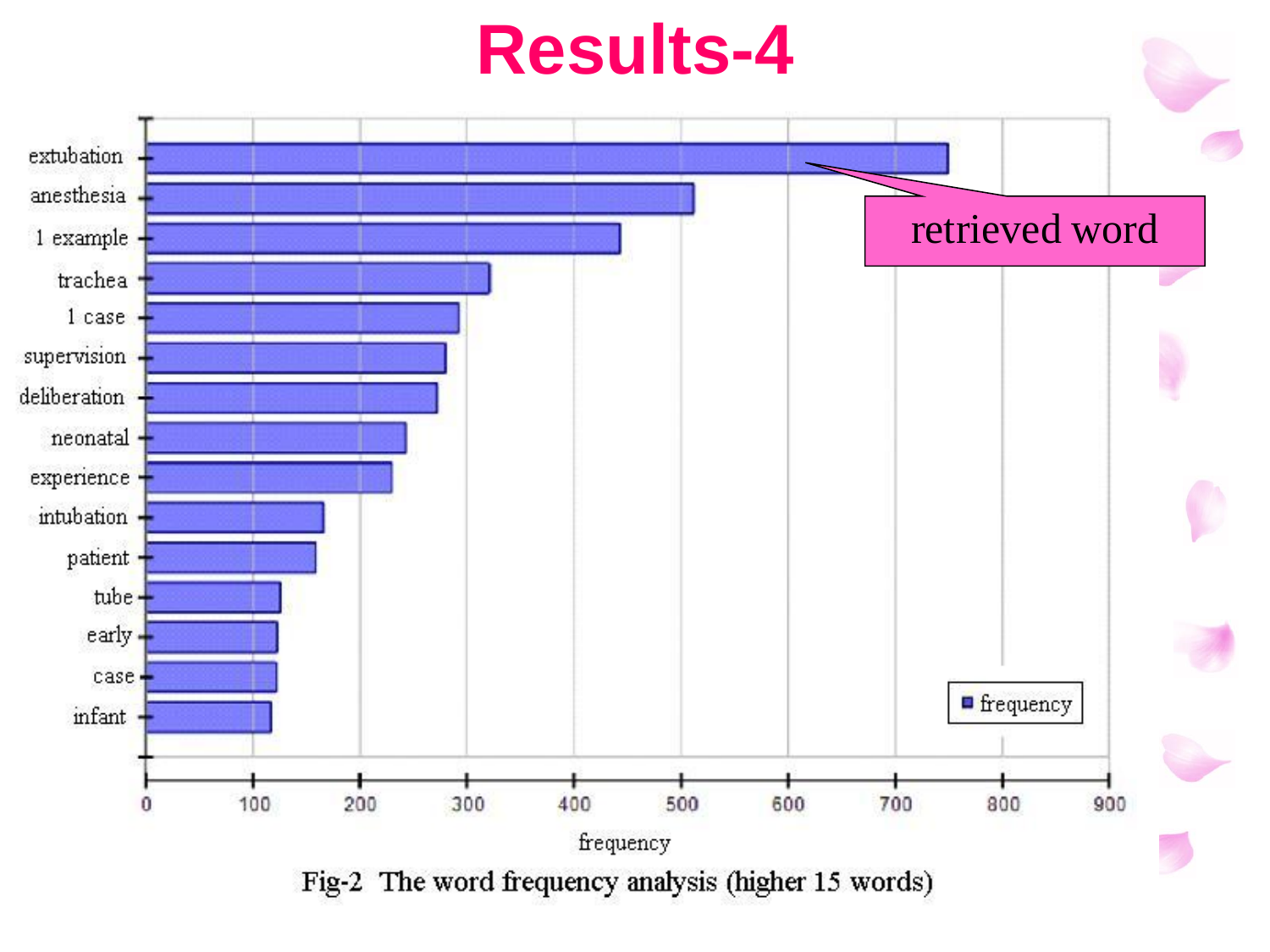# Results-4

| Word | Frequency |
|---|---|
| extubation | ~750 |
| anesthesia | ~512 |
| 1 example | ~443 |
| trachea | ~321 |
| 1 case | ~293 |
| supervision | ~280 |
| deliberation | ~273 |
| neonatal | ~243 |
| experience | ~230 |
| intubation | ~166 |
| patient | ~159 |
| tube | ~125 |
| early | ~122 |
| case | ~121 |
| infant | ~117 |

retrieved word

frequency

Fig-2 The word frequency analysis (higher 15 words)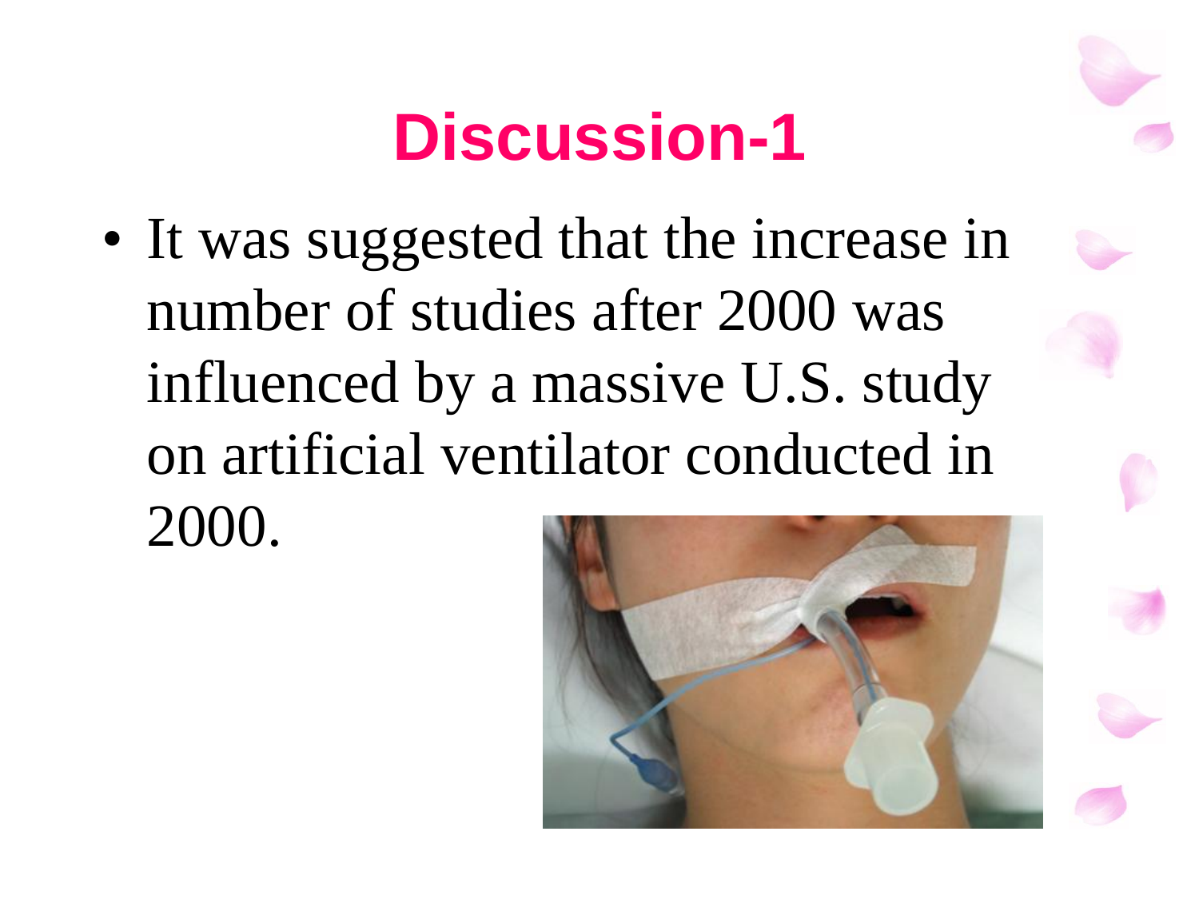# Discussion-1

- It was suggested that the increase in number of studies after 2000 was influenced by a massive U.S. study on artificial ventilator conducted in 2000.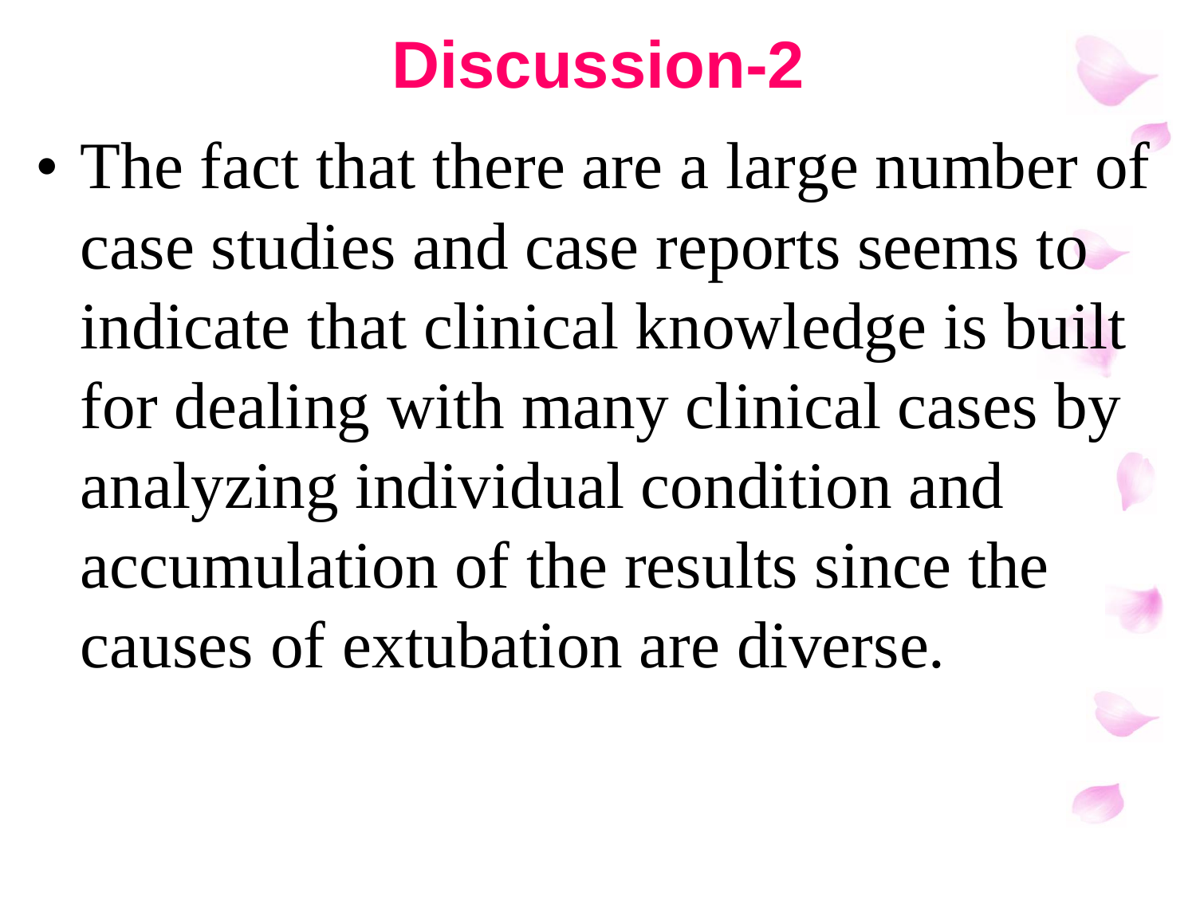# Discussion-2

- The fact that there are a large number of case studies and case reports seems to indicate that clinical knowledge is built for dealing with many clinical cases by analyzing individual condition and accumulation of the results since the causes of extubation are diverse.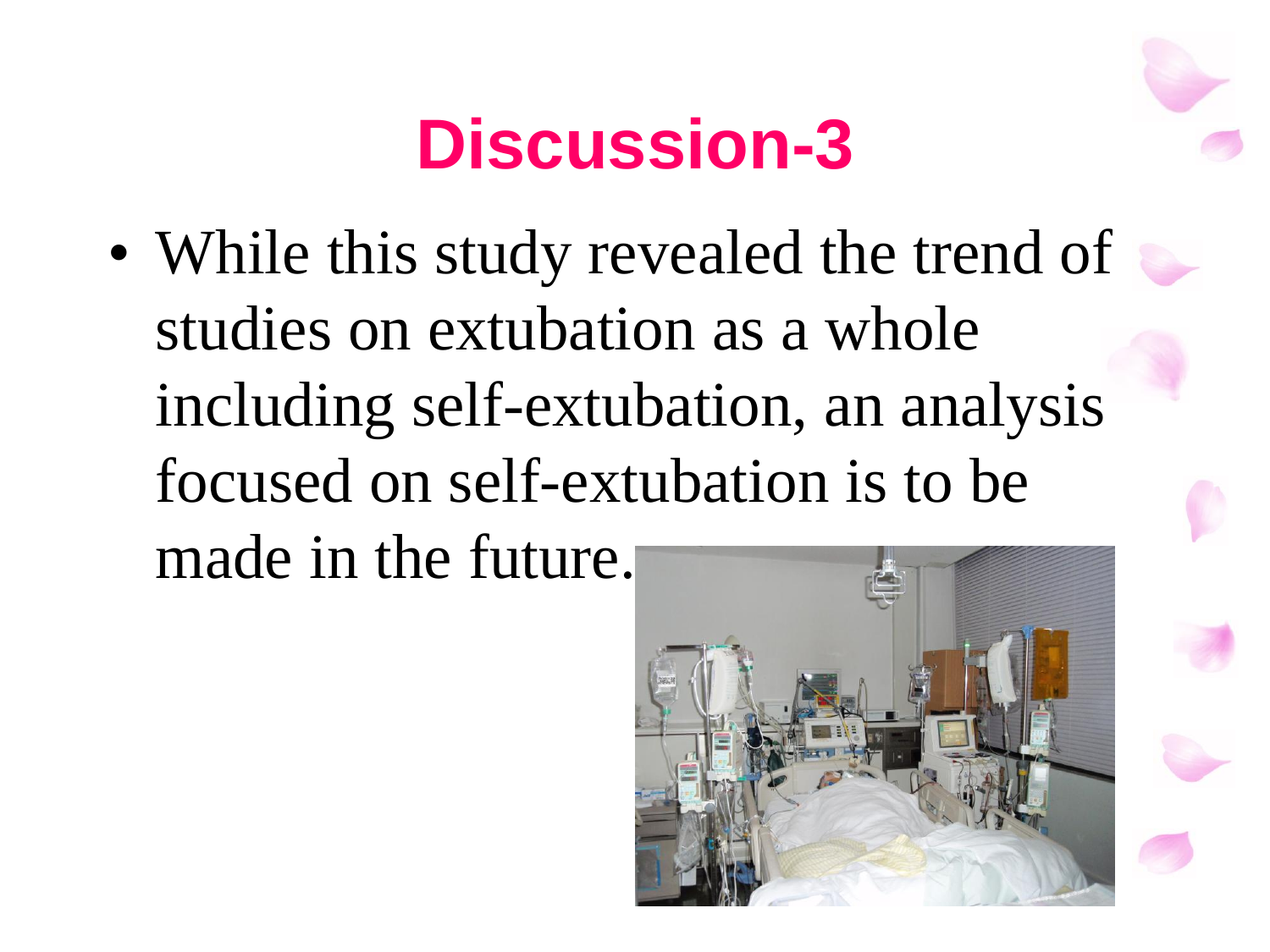# Discussion-3

- While this study revealed the trend of studies on extubation as a whole including self-extubation, an analysis focused on self-extubation is to be made in the future.